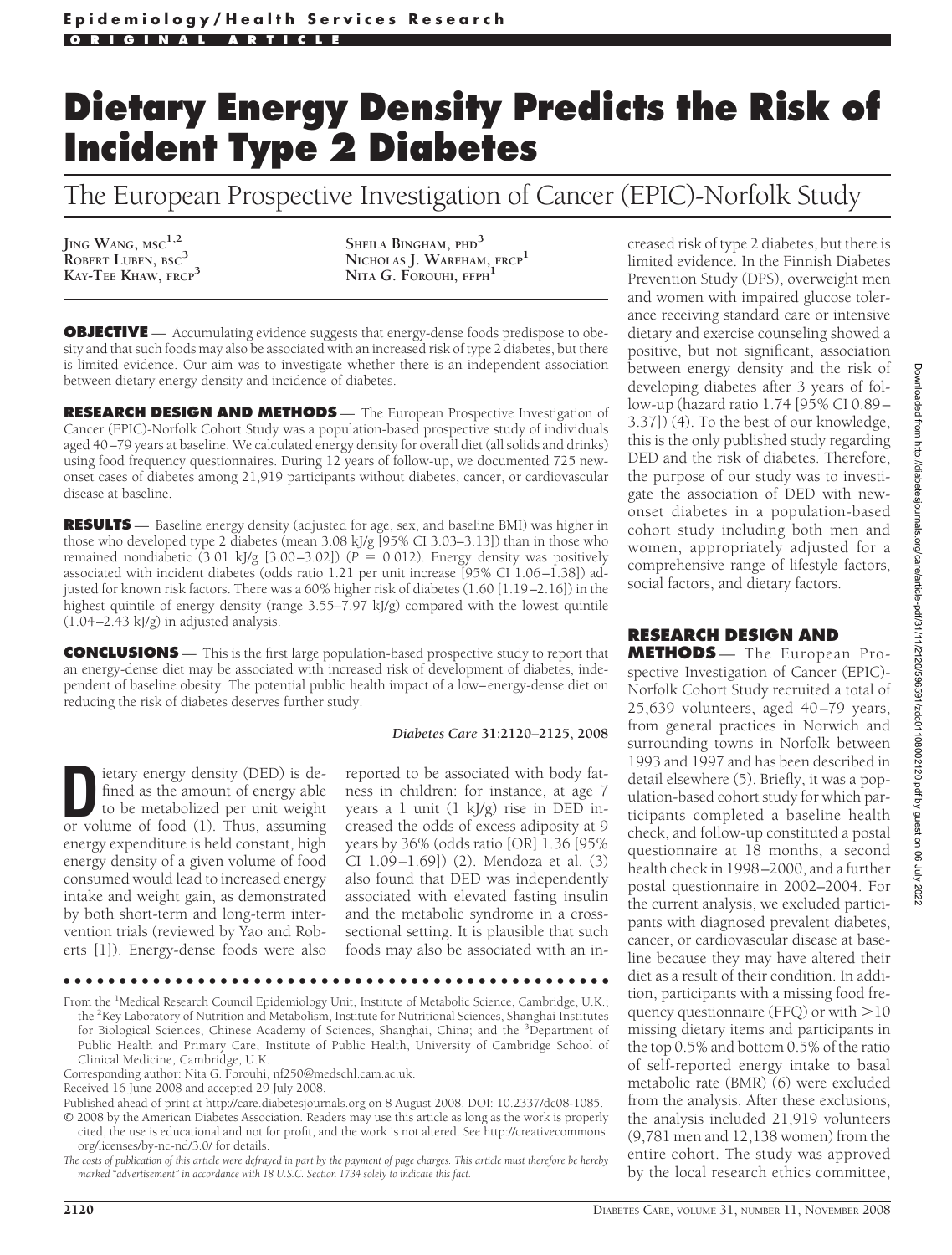Epidemiology/Health Services Research

ORIGINAL ARTICLE

# Dietary Energy Density Predicts the Risk of Incident Type 2 Diabetes

## The European Prospective Investigation of Cancer (EPIC)-Norfolk Study

JING WANG, MSC[1,2]
ROBERT LUBEN, BSC[3]
KAY-TEE KHAW, FRCP[3]
SHEILA BINGHAM, PHD[3]
NICHOLAS J. WAREHAM, FRCP[1]
NITA G. FOROUHI, FFPH[1]

**OBJECTIVE** — Accumulating evidence suggests that energy-dense foods predispose to obesity and that such foods may also be associated with an increased risk of type 2 diabetes, but there is limited evidence. Our aim was to investigate whether there is an independent association between dietary energy density and incidence of diabetes.

**RESEARCH DESIGN AND METHODS** — The European Prospective Investigation of Cancer (EPIC)-Norfolk Cohort Study was a population-based prospective study of individuals aged 40–79 years at baseline. We calculated energy density for overall diet (all solids and drinks) using food frequency questionnaires. During 12 years of follow-up, we documented 725 new-onset cases of diabetes among 21,919 participants without diabetes, cancer, or cardiovascular disease at baseline.

**RESULTS** — Baseline energy density (adjusted for age, sex, and baseline BMI) was higher in those who developed type 2 diabetes (mean 3.08 kJ/g [95% CI 3.03–3.13]) than in those who remained nondiabetic (3.01 kJ/g [3.00–3.02]) ($P = 0.012$). Energy density was positively associated with incident diabetes (odds ratio 1.21 per unit increase [95% CI 1.06–1.38]) adjusted for known risk factors. There was a 60% higher risk of diabetes (1.60 [1.19–2.16]) in the highest quintile of energy density (range 3.55–7.97 kJ/g) compared with the lowest quintile (1.04–2.43 kJ/g) in adjusted analysis.

**CONCLUSIONS** — This is the first large population-based prospective study to report that an energy-dense diet may be associated with increased risk of development of diabetes, independent of baseline obesity. The potential public health impact of a low–energy-dense diet on reducing the risk of diabetes deserves further study.

*Diabetes Care* **31**:2120–2125, 2008

Dietary energy density (DED) is defined as the amount of energy able to be metabolized per unit weight or volume of food (1). Thus, assuming energy expenditure is held constant, high energy density of a given volume of food consumed would lead to increased energy intake and weight gain, as demonstrated by both short-term and long-term intervention trials (reviewed by Yao and Roberts [1]). Energy-dense foods were also reported to be associated with body fatness in children: for instance, at age 7 years a 1 unit (1 kJ/g) rise in DED increased the odds of excess adiposity at 9 years by 36% (odds ratio [OR] 1.36 [95% CI 1.09–1.69]) (2). Mendoza et al. (3) also found that DED was independently associated with elevated fasting insulin and the metabolic syndrome in a cross-sectional setting. It is plausible that such foods may also be associated with an increased risk of type 2 diabetes, but there is limited evidence. In the Finnish Diabetes Prevention Study (DPS), overweight men and women with impaired glucose tolerance receiving standard care or intensive dietary and exercise counseling showed a positive, but not significant, association between energy density and the risk of developing diabetes after 3 years of follow-up (hazard ratio 1.74 [95% CI 0.89–3.37]) (4). To the best of our knowledge, this is the only published study regarding DED and the risk of diabetes. Therefore, the purpose of our study was to investigate the association of DED with new-onset diabetes in a population-based cohort study including both men and women, appropriately adjusted for a comprehensive range of lifestyle factors, social factors, and dietary factors.

## RESEARCH DESIGN AND METHODS

The European Prospective Investigation of Cancer (EPIC)-Norfolk Cohort Study recruited a total of 25,639 volunteers, aged 40–79 years, from general practices in Norwich and surrounding towns in Norfolk between 1993 and 1997 and has been described in detail elsewhere (5). Briefly, it was a population-based cohort study for which participants completed a baseline health check, and follow-up constituted a postal questionnaire at 18 months, a second health check in 1998–2000, and a further postal questionnaire in 2002–2004. For the current analysis, we excluded participants with diagnosed prevalent diabetes, cancer, or cardiovascular disease at baseline because they may have altered their diet as a result of their condition. In addition, participants with a missing food frequency questionnaire (FFQ) or with >10 missing dietary items and participants in the top 0.5% and bottom 0.5% of the ratio of self-reported energy intake to basal metabolic rate (BMR) (6) were excluded from the analysis. After these exclusions, the analysis included 21,919 volunteers (9,781 men and 12,138 women) from the entire cohort. The study was approved by the local research ethics committee,

From the [1]Medical Research Council Epidemiology Unit, Institute of Metabolic Science, Cambridge, U.K.; the [2]Key Laboratory of Nutrition and Metabolism, Institute for Nutritional Sciences, Shanghai Institutes for Biological Sciences, Chinese Academy of Sciences, Shanghai, China; and the [3]Department of Public Health and Primary Care, Institute of Public Health, University of Cambridge School of Clinical Medicine, Cambridge, U.K.

Corresponding author: Nita G. Forouhi, nf250@medschl.cam.ac.uk.

Received 16 June 2008 and accepted 29 July 2008.

Published ahead of print at http://care.diabetesjournals.org on 8 August 2008. DOI: 10.2337/dc08-1085.

© 2008 by the American Diabetes Association. Readers may use this article as long as the work is properly cited, the use is educational and not for profit, and the work is not altered. See http://creativecommons.org/licenses/by-nc-nd/3.0/ for details.

*The costs of publication of this article were defrayed in part by the payment of page charges. This article must therefore be hereby marked "advertisement" in accordance with 18 U.S.C. Section 1734 solely to indicate this fact.*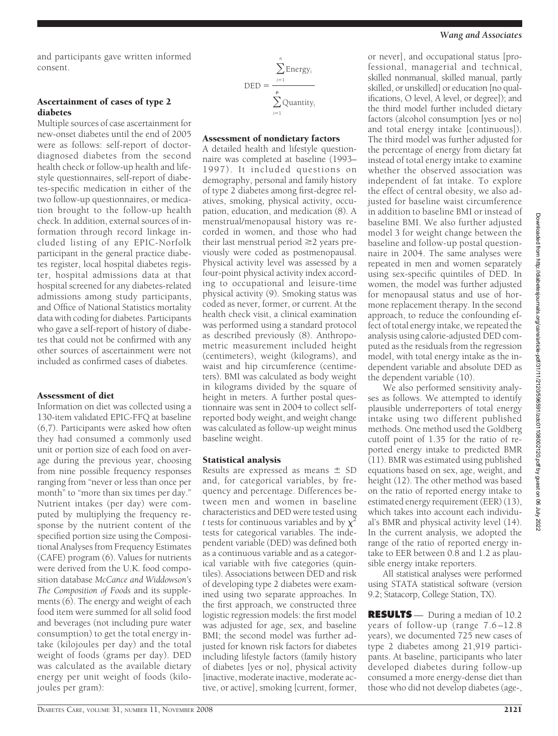and participants gave written informed consent.

### Ascertainment of cases of type 2 diabetes

Multiple sources of case ascertainment for new-onset diabetes until the end of 2005 were as follows: self-report of doctor-diagnosed diabetes from the second health check or follow-up health and lifestyle questionnaires, self-report of diabetes-specific medication in either of the two follow-up questionnaires, or medication brought to the follow-up health check. In addition, external sources of information through record linkage included listing of any EPIC-Norfolk participant in the general practice diabetes register, local hospital diabetes register, hospital admissions data at that hospital screened for any diabetes-related admissions among study participants, and Office of National Statistics mortality data with coding for diabetes. Participants who gave a self-report of history of diabetes that could not be confirmed with any other sources of ascertainment were not included as confirmed cases of diabetes.

### Assessment of diet

Information on diet was collected using a 130-item validated EPIC-FFQ at baseline (6,7). Participants were asked how often they had consumed a commonly used unit or portion size of each food on average during the previous year, choosing from nine possible frequency responses ranging from "never or less than once per month" to "more than six times per day." Nutrient intakes (per day) were computed by multiplying the frequency response by the nutrient content of the specified portion size using the Compositional Analyses from Frequency Estimates (CAFE) program (6). Values for nutrients were derived from the U.K. food composition database *McCance and Widdowson's The Composition of Foods* and its supplements (6). The energy and weight of each food item were summed for all solid food and beverages (not including pure water consumption) to get the total energy intake (kilojoules per day) and the total weight of foods (grams per day). DED was calculated as the available dietary energy per unit weight of foods (kilojoules per gram):

$$\mathrm{DED} = \frac{\sum_{i=1}^{n} \mathrm{Energy}_i}{\sum_{i=1}^{\mu} \mathrm{Quantity}_i}$$

### Assessment of nondietary factors

A detailed health and lifestyle questionnaire was completed at baseline (1993–1997). It included questions on demography, personal and family history of type 2 diabetes among first-degree relatives, smoking, physical activity, occupation, education, and medication (8). A menstrual/menopausal history was recorded in women, and those who had their last menstrual period $\geq$2 years previously were coded as postmenopausal. Physical activity level was assessed by a four-point physical activity index according to occupational and leisure-time physical activity (9). Smoking status was coded as never, former, or current. At the health check visit, a clinical examination was performed using a standard protocol as described previously (8). Anthropometric measurement included height (centimeters), weight (kilograms), and waist and hip circumference (centimeters). BMI was calculated as body weight in kilograms divided by the square of height in meters. A further postal questionnaire was sent in 2004 to collect self-reported body weight, and weight change was calculated as follow-up weight minus baseline weight.

### Statistical analysis

Results are expressed as means $\pm$ SD and, for categorical variables, by frequency and percentage. Differences between men and women in baseline characteristics and DED were tested using $t$ tests for continuous variables and by $\chi^2$ tests for categorical variables. The independent variable (DED) was defined both as a continuous variable and as a categorical variable with five categories (quintiles). Associations between DED and risk of developing type 2 diabetes were examined using two separate approaches. In the first approach, we constructed three logistic regression models: the first model was adjusted for age, sex, and baseline BMI; the second model was further adjusted for known risk factors for diabetes including lifestyle factors (family history of diabetes [yes or no], physical activity [inactive, moderate inactive, moderate active, or active], smoking [current, former, or never], and occupational status [professional, managerial and technical, skilled nonmanual, skilled manual, partly skilled, or unskilled] or education [no qualifications, O level, A level, or degree]); and the third model further included dietary factors (alcohol consumption [yes or no] and total energy intake [continuous]). The third model was further adjusted for the percentage of energy from dietary fat instead of total energy intake to examine whether the observed association was independent of fat intake. To explore the effect of central obesity, we also adjusted for baseline waist circumference in addition to baseline BMI or instead of baseline BMI. We also further adjusted model 3 for weight change between the baseline and follow-up postal questionnaire in 2004. The same analyses were repeated in men and women separately using sex-specific quintiles of DED. In women, the model was further adjusted for menopausal status and use of hormone replacement therapy. In the second approach, to reduce the confounding effect of total energy intake, we repeated the analysis using calorie-adjusted DED computed as the residuals from the regression model, with total energy intake as the independent variable and absolute DED as the dependent variable (10).

We also performed sensitivity analyses as follows. We attempted to identify plausible underreporters of total energy intake using two different published methods. One method used the Goldberg cutoff point of 1.35 for the ratio of reported energy intake to predicted BMR (11). BMR was estimated using published equations based on sex, age, weight, and height (12). The other method was based on the ratio of reported energy intake to estimated energy requirement (EER) (13), which takes into account each individual's BMR and physical activity level (14). In the current analysis, we adopted the range of the ratio of reported energy intake to EER between 0.8 and 1.2 as plausible energy intake reporters.

All statistical analyses were performed using STATA statistical software (version 9.2; Statacorp, College Station, TX).

## RESULTS

During a median of 10.2 years of follow-up (range 7.6–12.8 years), we documented 725 new cases of type 2 diabetes among 21,919 participants. At baseline, participants who later developed diabetes during follow-up consumed a more energy-dense diet than those who did not develop diabetes (age-,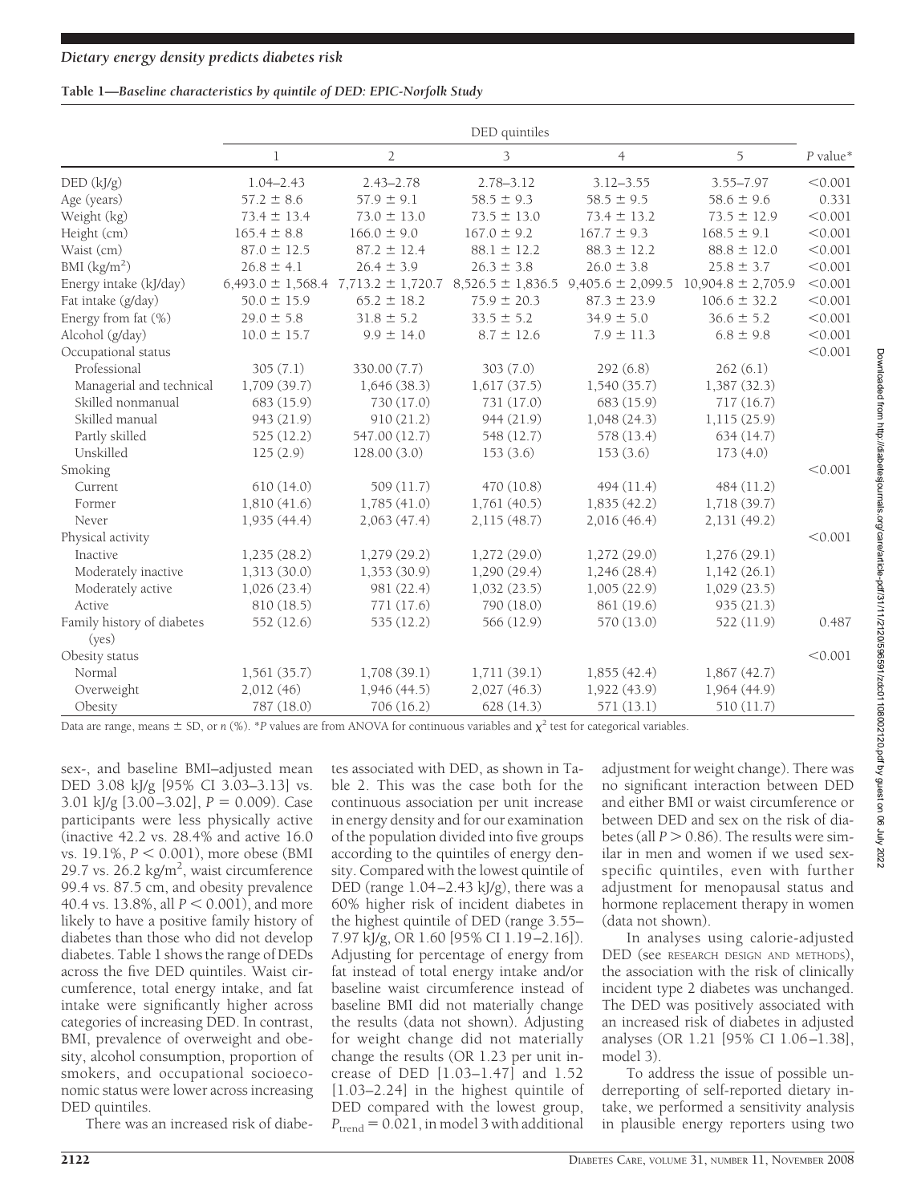**Table 1—Baseline characteristics by quintile of DED: EPIC-Norfolk Study**

| | DED quintiles | | | | | |
|---|---|---|---|---|---|---|
| | 1 | 2 | 3 | 4 | 5 | *P* value* |
| DED (kJ/g) | 1.04–2.43 | 2.43–2.78 | 2.78–3.12 | 3.12–3.55 | 3.55–7.97 | <0.001 |
| Age (years) | 57.2 ± 8.6 | 57.9 ± 9.1 | 58.5 ± 9.3 | 58.5 ± 9.5 | 58.6 ± 9.6 | 0.331 |
| Weight (kg) | 73.4 ± 13.4 | 73.0 ± 13.0 | 73.5 ± 13.0 | 73.4 ± 13.2 | 73.5 ± 12.9 | <0.001 |
| Height (cm) | 165.4 ± 8.8 | 166.0 ± 9.0 | 167.0 ± 9.2 | 167.7 ± 9.3 | 168.5 ± 9.1 | <0.001 |
| Waist (cm) | 87.0 ± 12.5 | 87.2 ± 12.4 | 88.1 ± 12.2 | 88.3 ± 12.2 | 88.8 ± 12.0 | <0.001 |
| BMI (kg/m$^2$) | 26.8 ± 4.1 | 26.4 ± 3.9 | 26.3 ± 3.8 | 26.0 ± 3.8 | 25.8 ± 3.7 | <0.001 |
| Energy intake (kJ/day) | 6,493.0 ± 1,568.4 | 7,713.2 ± 1,720.7 | 8,526.5 ± 1,836.5 | 9,405.6 ± 2,099.5 | 10,904.8 ± 2,705.9 | <0.001 |
| Fat intake (g/day) | 50.0 ± 15.9 | 65.2 ± 18.2 | 75.9 ± 20.3 | 87.3 ± 23.9 | 106.6 ± 32.2 | <0.001 |
| Energy from fat (%) | 29.0 ± 5.8 | 31.8 ± 5.2 | 33.5 ± 5.2 | 34.9 ± 5.0 | 36.6 ± 5.2 | <0.001 |
| Alcohol (g/day) | 10.0 ± 15.7 | 9.9 ± 14.0 | 8.7 ± 12.6 | 7.9 ± 11.3 | 6.8 ± 9.8 | <0.001 |
| Occupational status | | | | | | <0.001 |
| Professional | 305 (7.1) | 330.00 (7.7) | 303 (7.0) | 292 (6.8) | 262 (6.1) | |
| Managerial and technical | 1,709 (39.7) | 1,646 (38.3) | 1,617 (37.5) | 1,540 (35.7) | 1,387 (32.3) | |
| Skilled nonmanual | 683 (15.9) | 730 (17.0) | 731 (17.0) | 683 (15.9) | 717 (16.7) | |
| Skilled manual | 943 (21.9) | 910 (21.2) | 944 (21.9) | 1,048 (24.3) | 1,115 (25.9) | |
| Partly skilled | 525 (12.2) | 547.00 (12.7) | 548 (12.7) | 578 (13.4) | 634 (14.7) | |
| Unskilled | 125 (2.9) | 128.00 (3.0) | 153 (3.6) | 153 (3.6) | 173 (4.0) | |
| Smoking | | | | | | <0.001 |
| Current | 610 (14.0) | 509 (11.7) | 470 (10.8) | 494 (11.4) | 484 (11.2) | |
| Former | 1,810 (41.6) | 1,785 (41.0) | 1,761 (40.5) | 1,835 (42.2) | 1,718 (39.7) | |
| Never | 1,935 (44.4) | 2,063 (47.4) | 2,115 (48.7) | 2,016 (46.4) | 2,131 (49.2) | |
| Physical activity | | | | | | <0.001 |
| Inactive | 1,235 (28.2) | 1,279 (29.2) | 1,272 (29.0) | 1,272 (29.0) | 1,276 (29.1) | |
| Moderately inactive | 1,313 (30.0) | 1,353 (30.9) | 1,290 (29.4) | 1,246 (28.4) | 1,142 (26.1) | |
| Moderately active | 1,026 (23.4) | 981 (22.4) | 1,032 (23.5) | 1,005 (22.9) | 1,029 (23.5) | |
| Active | 810 (18.5) | 771 (17.6) | 790 (18.0) | 861 (19.6) | 935 (21.3) | |
| Family history of diabetes (yes) | 552 (12.6) | 535 (12.2) | 566 (12.9) | 570 (13.0) | 522 (11.9) | 0.487 |
| Obesity status | | | | | | <0.001 |
| Normal | 1,561 (35.7) | 1,708 (39.1) | 1,711 (39.1) | 1,855 (42.4) | 1,867 (42.7) | |
| Overweight | 2,012 (46) | 1,946 (44.5) | 2,027 (46.3) | 1,922 (43.9) | 1,964 (44.9) | |
| Obesity | 787 (18.0) | 706 (16.2) | 628 (14.3) | 571 (13.1) | 510 (11.7) | |

Data are range, means ± SD, or *n* (%). **P* values are from ANOVA for continuous variables and $\chi^2$ test for categorical variables.

sex-, and baseline BMI–adjusted mean DED 3.08 kJ/g [95% CI 3.03–3.13] vs. 3.01 kJ/g [3.00–3.02], $P = 0.009$). Case participants were less physically active (inactive 42.2 vs. 28.4% and active 16.0 vs. 19.1%, $P < 0.001$), more obese (BMI 29.7 vs. 26.2 kg/m$^2$, waist circumference 99.4 vs. 87.5 cm, and obesity prevalence 40.4 vs. 13.8%, all $P < 0.001$), and more likely to have a positive family history of diabetes than those who did not develop diabetes. Table 1 shows the range of DEDs across the five DED quintiles. Waist circumference, total energy intake, and fat intake were significantly higher across categories of increasing DED. In contrast, BMI, prevalence of overweight and obesity, alcohol consumption, proportion of smokers, and occupational socioeconomic status were lower across increasing DED quintiles.

There was an increased risk of diabetes associated with DED, as shown in Table 2. This was the case both for the continuous association per unit increase in energy density and for our examination of the population divided into five groups according to the quintiles of energy density. Compared with the lowest quintile of DED (range 1.04–2.43 kJ/g), there was a 60% higher risk of incident diabetes in the highest quintile of DED (range 3.55–7.97 kJ/g, OR 1.60 [95% CI 1.19–2.16]). Adjusting for percentage of energy from fat instead of total energy intake and/or baseline waist circumference instead of baseline BMI did not materially change the results (data not shown). Adjusting for weight change did not materially change the results (OR 1.23 per unit increase of DED [1.03–1.47] and 1.52 [1.03–2.24] in the highest quintile of DED compared with the lowest group, $P_{trend} = 0.021$, in model 3 with additional adjustment for weight change). There was no significant interaction between DED and either BMI or waist circumference or between DED and sex on the risk of diabetes (all $P > 0.86$). The results were similar in men and women if we used sex-specific quintiles, even with further adjustment for menopausal status and hormone replacement therapy in women (data not shown).

In analyses using calorie-adjusted DED (see RESEARCH DESIGN AND METHODS), the association with the risk of clinically incident type 2 diabetes was unchanged. The DED was positively associated with an increased risk of diabetes in adjusted analyses (OR 1.21 [95% CI 1.06–1.38], model 3).

To address the issue of possible underreporting of self-reported dietary intake, we performed a sensitivity analysis in plausible energy reporters using two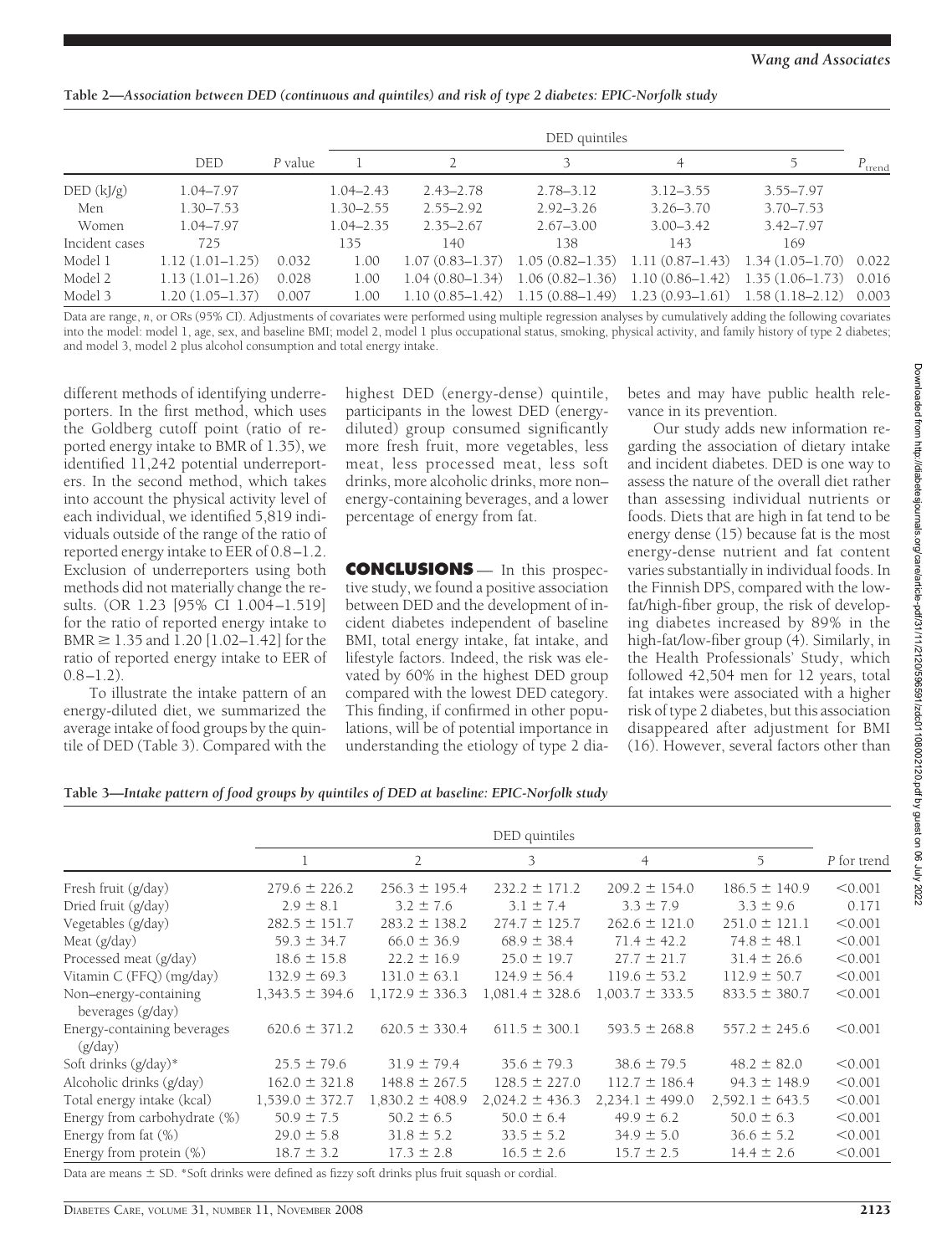**Table 2—Association between DED (continuous and quintiles) and risk of type 2 diabetes: EPIC-Norfolk study**

| | DED | *P* value | DED quintiles | | | | | $P_{trend}$ |
|---|---|---|---|---|---|---|---|---|
| | | | 1 | 2 | 3 | 4 | 5 | |
| DED (kJ/g) | 1.04–7.97 | | 1.04–2.43 | 2.43–2.78 | 2.78–3.12 | 3.12–3.55 | 3.55–7.97 | |
| Men | 1.30–7.53 | | 1.30–2.55 | 2.55–2.92 | 2.92–3.26 | 3.26–3.70 | 3.70–7.53 | |
| Women | 1.04–7.97 | | 1.04–2.35 | 2.35–2.67 | 2.67–3.00 | 3.00–3.42 | 3.42–7.97 | |
| Incident cases | 725 | | 135 | 140 | 138 | 143 | 169 | |
| Model 1 | 1.12 (1.01–1.25) | 0.032 | 1.00 | 1.07 (0.83–1.37) | 1.05 (0.82–1.35) | 1.11 (0.87–1.43) | 1.34 (1.05–1.70) | 0.022 |
| Model 2 | 1.13 (1.01–1.26) | 0.028 | 1.00 | 1.04 (0.80–1.34) | 1.06 (0.82–1.36) | 1.10 (0.86–1.42) | 1.35 (1.06–1.73) | 0.016 |
| Model 3 | 1.20 (1.05–1.37) | 0.007 | 1.00 | 1.10 (0.85–1.42) | 1.15 (0.88–1.49) | 1.23 (0.93–1.61) | 1.58 (1.18–2.12) | 0.003 |

Data are range, *n*, or ORs (95% CI). Adjustments of covariates were performed using multiple regression analyses by cumulatively adding the following covariates into the model: model 1, age, sex, and baseline BMI; model 2, model 1 plus occupational status, smoking, physical activity, and family history of type 2 diabetes; and model 3, model 2 plus alcohol consumption and total energy intake.

different methods of identifying underreporters. In the first method, which uses the Goldberg cutoff point (ratio of reported energy intake to BMR of 1.35), we identified 11,242 potential underreporters. In the second method, which takes into account the physical activity level of each individual, we identified 5,819 individuals outside of the range of the ratio of reported energy intake to EER of 0.8–1.2. Exclusion of underreporters using both methods did not materially change the results. (OR 1.23 [95% CI 1.004–1.519] for the ratio of reported energy intake to BMR ≥ 1.35 and 1.20 [1.02–1.42] for the ratio of reported energy intake to EER of 0.8–1.2).

To illustrate the intake pattern of an energy-diluted diet, we summarized the average intake of food groups by the quintile of DED (Table 3). Compared with the highest DED (energy-dense) quintile, participants in the lowest DED (energy-diluted) group consumed significantly more fresh fruit, more vegetables, less meat, less processed meat, less soft drinks, more alcoholic drinks, more non–energy-containing beverages, and a lower percentage of energy from fat.

## CONCLUSIONS

In this prospective study, we found a positive association between DED and the development of incident diabetes independent of baseline BMI, total energy intake, fat intake, and lifestyle factors. Indeed, the risk was elevated by 60% in the highest DED group compared with the lowest DED category. This finding, if confirmed in other populations, will be of potential importance in understanding the etiology of type 2 diabetes and may have public health relevance in its prevention.

Our study adds new information regarding the association of dietary intake and incident diabetes. DED is one way to assess the nature of the overall diet rather than assessing individual nutrients or foods. Diets that are high in fat tend to be energy dense (15) because fat is the most energy-dense nutrient and fat content varies substantially in individual foods. In the Finnish DPS, compared with the low-fat/high-fiber group, the risk of developing diabetes increased by 89% in the high-fat/low-fiber group (4). Similarly, in the Health Professionals' Study, which followed 42,504 men for 12 years, total fat intakes were associated with a higher risk of type 2 diabetes, but this association disappeared after adjustment for BMI (16). However, several factors other than

**Table 3—Intake pattern of food groups by quintiles of DED at baseline: EPIC-Norfolk study**

| | DED quintiles | | | | | *P* for trend |
|---|---|---|---|---|---|---|
| | 1 | 2 | 3 | 4 | 5 | |
| Fresh fruit (g/day) | 279.6 ± 226.2 | 256.3 ± 195.4 | 232.2 ± 171.2 | 209.2 ± 154.0 | 186.5 ± 140.9 | <0.001 |
| Dried fruit (g/day) | 2.9 ± 8.1 | 3.2 ± 7.6 | 3.1 ± 7.4 | 3.3 ± 7.9 | 3.3 ± 9.6 | 0.171 |
| Vegetables (g/day) | 282.5 ± 151.7 | 283.2 ± 138.2 | 274.7 ± 125.7 | 262.6 ± 121.0 | 251.0 ± 121.1 | <0.001 |
| Meat (g/day) | 59.3 ± 34.7 | 66.0 ± 36.9 | 68.9 ± 38.4 | 71.4 ± 42.2 | 74.8 ± 48.1 | <0.001 |
| Processed meat (g/day) | 18.6 ± 15.8 | 22.2 ± 16.9 | 25.0 ± 19.7 | 27.7 ± 21.7 | 31.4 ± 26.6 | <0.001 |
| Vitamin C (FFQ) (mg/day) | 132.9 ± 69.3 | 131.0 ± 63.1 | 124.9 ± 56.4 | 119.6 ± 53.2 | 112.9 ± 50.7 | <0.001 |
| Non–energy-containing beverages (g/day) | 1,343.5 ± 394.6 | 1,172.9 ± 336.3 | 1,081.4 ± 328.6 | 1,003.7 ± 333.5 | 833.5 ± 380.7 | <0.001 |
| Energy-containing beverages (g/day) | 620.6 ± 371.2 | 620.5 ± 330.4 | 611.5 ± 300.1 | 593.5 ± 268.8 | 557.2 ± 245.6 | <0.001 |
| Soft drinks (g/day)* | 25.5 ± 79.6 | 31.9 ± 79.4 | 35.6 ± 79.3 | 38.6 ± 79.5 | 48.2 ± 82.0 | <0.001 |
| Alcoholic drinks (g/day) | 162.0 ± 321.8 | 148.8 ± 267.5 | 128.5 ± 227.0 | 112.7 ± 186.4 | 94.3 ± 148.9 | <0.001 |
| Total energy intake (kcal) | 1,539.0 ± 372.7 | 1,830.2 ± 408.9 | 2,024.2 ± 436.3 | 2,234.1 ± 499.0 | 2,592.1 ± 643.5 | <0.001 |
| Energy from carbohydrate (%) | 50.9 ± 7.5 | 50.2 ± 6.5 | 50.0 ± 6.4 | 49.9 ± 6.2 | 50.0 ± 6.3 | <0.001 |
| Energy from fat (%) | 29.0 ± 5.8 | 31.8 ± 5.2 | 33.5 ± 5.2 | 34.9 ± 5.0 | 36.6 ± 5.2 | <0.001 |
| Energy from protein (%) | 18.7 ± 3.2 | 17.3 ± 2.8 | 16.5 ± 2.6 | 15.7 ± 2.5 | 14.4 ± 2.6 | <0.001 |

Data are means ± SD. *Soft drinks were defined as fizzy soft drinks plus fruit squash or cordial.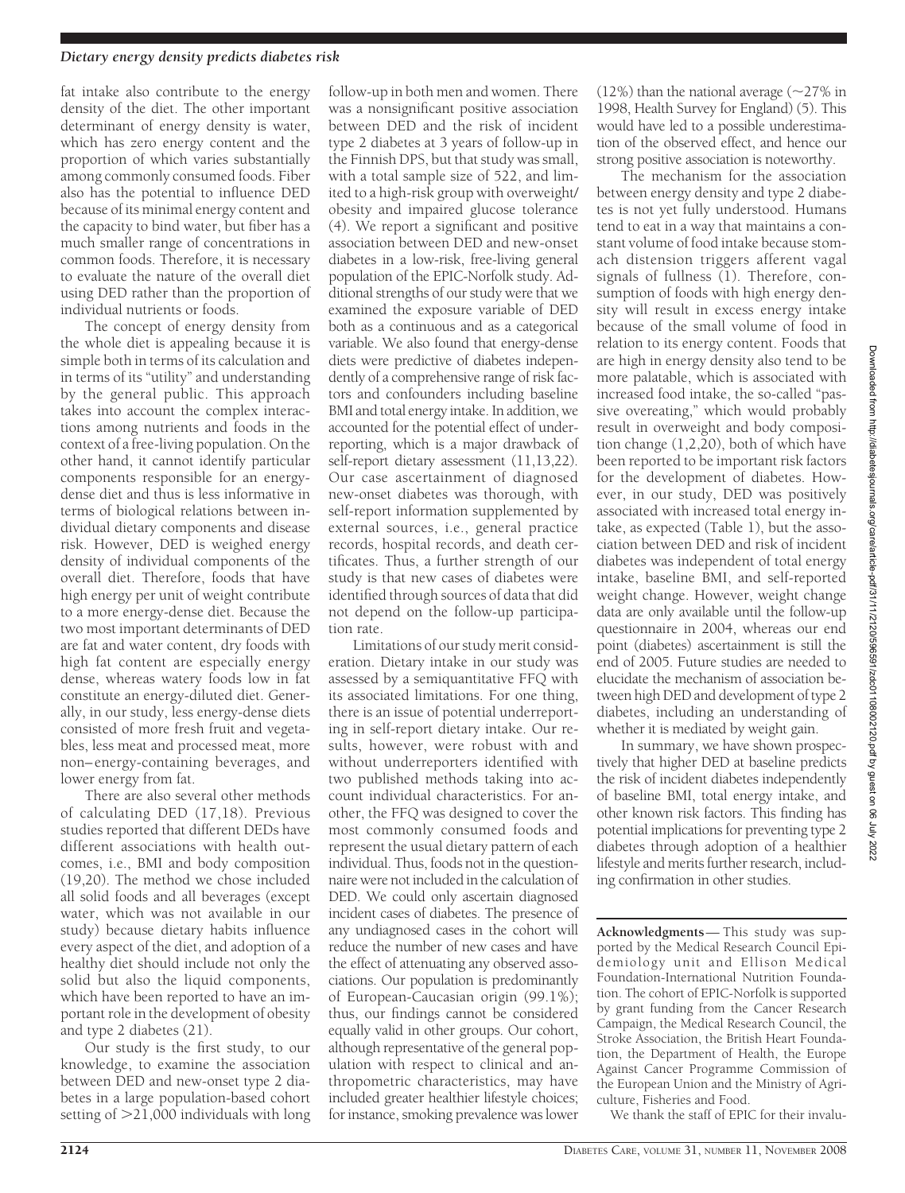fat intake also contribute to the energy density of the diet. The other important determinant of energy density is water, which has zero energy content and the proportion of which varies substantially among commonly consumed foods. Fiber also has the potential to influence DED because of its minimal energy content and the capacity to bind water, but fiber has a much smaller range of concentrations in common foods. Therefore, it is necessary to evaluate the nature of the overall diet using DED rather than the proportion of individual nutrients or foods.

The concept of energy density from the whole diet is appealing because it is simple both in terms of its calculation and in terms of its "utility" and understanding by the general public. This approach takes into account the complex interactions among nutrients and foods in the context of a free-living population. On the other hand, it cannot identify particular components responsible for an energy-dense diet and thus is less informative in terms of biological relations between individual dietary components and disease risk. However, DED is weighed energy density of individual components of the overall diet. Therefore, foods that have high energy per unit of weight contribute to a more energy-dense diet. Because the two most important determinants of DED are fat and water content, dry foods with high fat content are especially energy dense, whereas watery foods low in fat constitute an energy-diluted diet. Generally, in our study, less energy-dense diets consisted of more fresh fruit and vegetables, less meat and processed meat, more non–energy-containing beverages, and lower energy from fat.

There are also several other methods of calculating DED (17,18). Previous studies reported that different DEDs have different associations with health outcomes, i.e., BMI and body composition (19,20). The method we chose included all solid foods and all beverages (except water, which was not available in our study) because dietary habits influence every aspect of the diet, and adoption of a healthy diet should include not only the solid but also the liquid components, which have been reported to have an important role in the development of obesity and type 2 diabetes (21).

Our study is the first study, to our knowledge, to examine the association between DED and new-onset type 2 diabetes in a large population-based cohort setting of >21,000 individuals with long follow-up in both men and women. There was a nonsignificant positive association between DED and the risk of incident type 2 diabetes at 3 years of follow-up in the Finnish DPS, but that study was small, with a total sample size of 522, and limited to a high-risk group with overweight/obesity and impaired glucose tolerance (4). We report a significant and positive association between DED and new-onset diabetes in a low-risk, free-living general population of the EPIC-Norfolk study. Additional strengths of our study were that we examined the exposure variable of DED both as a continuous and as a categorical variable. We also found that energy-dense diets were predictive of diabetes independently of a comprehensive range of risk factors and confounders including baseline BMI and total energy intake. In addition, we accounted for the potential effect of underreporting, which is a major drawback of self-report dietary assessment (11,13,22). Our case ascertainment of diagnosed new-onset diabetes was thorough, with self-report information supplemented by external sources, i.e., general practice records, hospital records, and death certificates. Thus, a further strength of our study is that new cases of diabetes were identified through sources of data that did not depend on the follow-up participation rate.

Limitations of our study merit consideration. Dietary intake in our study was assessed by a semiquantitative FFQ with its associated limitations. For one thing, there is an issue of potential underreporting in self-report dietary intake. Our results, however, were robust with and without underreporters identified with two published methods taking into account individual characteristics. For another, the FFQ was designed to cover the most commonly consumed foods and represent the usual dietary pattern of each individual. Thus, foods not in the questionnaire were not included in the calculation of DED. We could only ascertain diagnosed incident cases of diabetes. The presence of any undiagnosed cases in the cohort will reduce the number of new cases and have the effect of attenuating any observed associations. Our population is predominantly of European-Caucasian origin (99.1%); thus, our findings cannot be considered equally valid in other groups. Our cohort, although representative of the general population with respect to clinical and anthropometric characteristics, may have included greater healthier lifestyle choices; for instance, smoking prevalence was lower (12%) than the national average (~27% in 1998, Health Survey for England) (5). This would have led to a possible underestimation of the observed effect, and hence our strong positive association is noteworthy.

The mechanism for the association between energy density and type 2 diabetes is not yet fully understood. Humans tend to eat in a way that maintains a constant volume of food intake because stomach distension triggers afferent vagal signals of fullness (1). Therefore, consumption of foods with high energy density will result in excess energy intake because of the small volume of food in relation to its energy content. Foods that are high in energy density also tend to be more palatable, which is associated with increased food intake, the so-called "passive overeating," which would probably result in overweight and body composition change (1,2,20), both of which have been reported to be important risk factors for the development of diabetes. However, in our study, DED was positively associated with increased total energy intake, as expected (Table 1), but the association between DED and risk of incident diabetes was independent of total energy intake, baseline BMI, and self-reported weight change. However, weight change data are only available until the follow-up questionnaire in 2004, whereas our end point (diabetes) ascertainment is still the end of 2005. Future studies are needed to elucidate the mechanism of association between high DED and development of type 2 diabetes, including an understanding of whether it is mediated by weight gain.

In summary, we have shown prospectively that higher DED at baseline predicts the risk of incident diabetes independently of baseline BMI, total energy intake, and other known risk factors. This finding has potential implications for preventing type 2 diabetes through adoption of a healthier lifestyle and merits further research, including confirmation in other studies.

**Acknowledgments**— This study was supported by the Medical Research Council Epidemiology unit and Ellison Medical Foundation-International Nutrition Foundation. The cohort of EPIC-Norfolk is supported by grant funding from the Cancer Research Campaign, the Medical Research Council, the Stroke Association, the British Heart Foundation, the Department of Health, the Europe Against Cancer Programme Commission of the European Union and the Ministry of Agriculture, Fisheries and Food.

We thank the staff of EPIC for their invalu-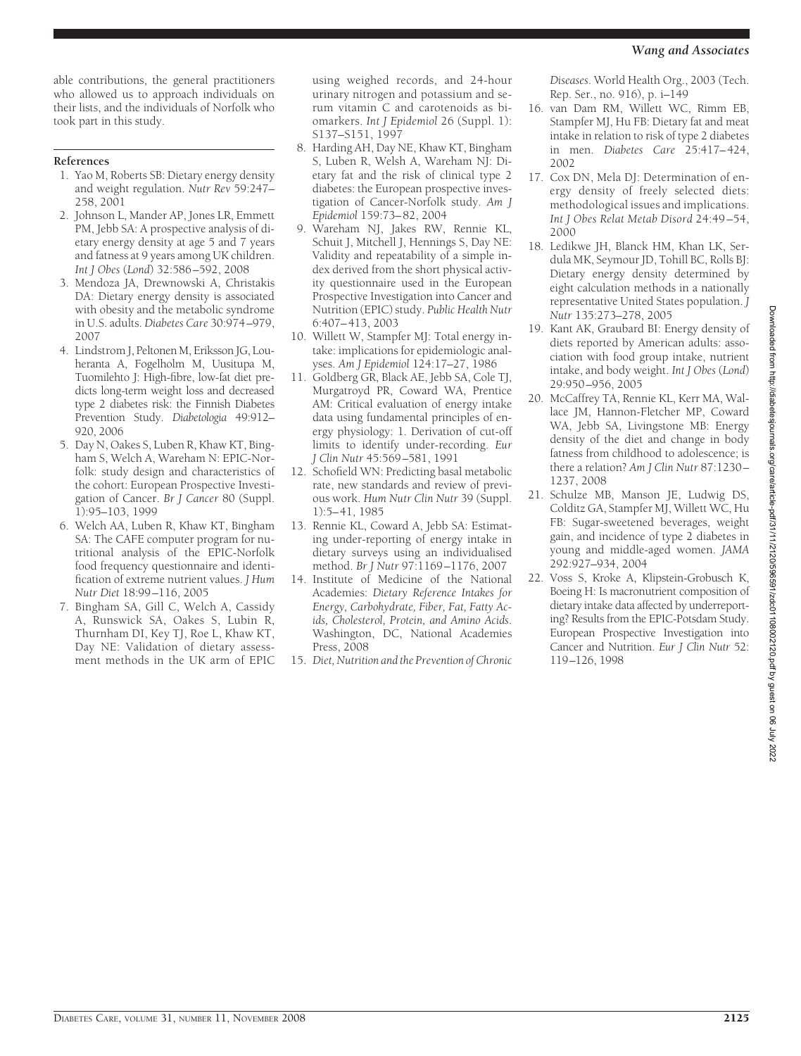able contributions, the general practitioners who allowed us to approach individuals on their lists, and the individuals of Norfolk who took part in this study.

## References

1. Yao M, Roberts SB: Dietary energy density and weight regulation. *Nutr Rev* 59:247–258, 2001
2. Johnson L, Mander AP, Jones LR, Emmett PM, Jebb SA: A prospective analysis of dietary energy density at age 5 and 7 years and fatness at 9 years among UK children. *Int J Obes* (*Lond*) 32:586–592, 2008
3. Mendoza JA, Drewnowski A, Christakis DA: Dietary energy density is associated with obesity and the metabolic syndrome in U.S. adults. *Diabetes Care* 30:974–979, 2007
4. Lindstrom J, Peltonen M, Eriksson JG, Louheranta A, Fogelholm M, Uusitupa M, Tuomilehto J: High-fibre, low-fat diet predicts long-term weight loss and decreased type 2 diabetes risk: the Finnish Diabetes Prevention Study. *Diabetologia* 49:912–920, 2006
5. Day N, Oakes S, Luben R, Khaw KT, Bingham S, Welch A, Wareham N: EPIC-Norfolk: study design and characteristics of the cohort: European Prospective Investigation of Cancer. *Br J Cancer* 80 (Suppl. 1):95–103, 1999
6. Welch AA, Luben R, Khaw KT, Bingham SA: The CAFE computer program for nutritional analysis of the EPIC-Norfolk food frequency questionnaire and identification of extreme nutrient values. *J Hum Nutr Diet* 18:99–116, 2005
7. Bingham SA, Gill C, Welch A, Cassidy A, Runswick SA, Oakes S, Lubin R, Thurnham DI, Key TJ, Roe L, Khaw KT, Day NE: Validation of dietary assessment methods in the UK arm of EPIC using weighed records, and 24-hour urinary nitrogen and potassium and serum vitamin C and carotenoids as biomarkers. *Int J Epidemiol* 26 (Suppl. 1): S137–S151, 1997
8. Harding AH, Day NE, Khaw KT, Bingham S, Luben R, Welsh A, Wareham NJ: Dietary fat and the risk of clinical type 2 diabetes: the European prospective investigation of Cancer-Norfolk study. *Am J Epidemiol* 159:73–82, 2004
9. Wareham NJ, Jakes RW, Rennie KL, Schuit J, Mitchell J, Hennings S, Day NE: Validity and repeatability of a simple index derived from the short physical activity questionnaire used in the European Prospective Investigation into Cancer and Nutrition (EPIC) study. *Public Health Nutr* 6:407–413, 2003
10. Willett W, Stampfer MJ: Total energy intake: implications for epidemiologic analyses. *Am J Epidemiol* 124:17–27, 1986
11. Goldberg GR, Black AE, Jebb SA, Cole TJ, Murgatroyd PR, Coward WA, Prentice AM: Critical evaluation of energy intake data using fundamental principles of energy physiology: 1. Derivation of cut-off limits to identify under-recording. *Eur J Clin Nutr* 45:569–581, 1991
12. Schofield WN: Predicting basal metabolic rate, new standards and review of previous work. *Hum Nutr Clin Nutr* 39 (Suppl. 1):5–41, 1985
13. Rennie KL, Coward A, Jebb SA: Estimating under-reporting of energy intake in dietary surveys using an individualised method. *Br J Nutr* 97:1169–1176, 2007
14. Institute of Medicine of the National Academies: *Dietary Reference Intakes for Energy, Carbohydrate, Fiber, Fat, Fatty Acids, Cholesterol, Protein, and Amino Acids*. Washington, DC, National Academies Press, 2008
15. *Diet, Nutrition and the Prevention of Chronic Diseases*. World Health Org., 2003 (Tech. Rep. Ser., no. 916), p. i–149
16. van Dam RM, Willett WC, Rimm EB, Stampfer MJ, Hu FB: Dietary fat and meat intake in relation to risk of type 2 diabetes in men. *Diabetes Care* 25:417–424, 2002
17. Cox DN, Mela DJ: Determination of energy density of freely selected diets: methodological issues and implications. *Int J Obes Relat Metab Disord* 24:49–54, 2000
18. Ledikwe JH, Blanck HM, Khan LK, Serdula MK, Seymour JD, Tohill BC, Rolls BJ: Dietary energy density determined by eight calculation methods in a nationally representative United States population. *J Nutr* 135:273–278, 2005
19. Kant AK, Graubard BI: Energy density of diets reported by American adults: association with food group intake, nutrient intake, and body weight. *Int J Obes* (*Lond*) 29:950–956, 2005
20. McCaffrey TA, Rennie KL, Kerr MA, Wallace JM, Hannon-Fletcher MP, Coward WA, Jebb SA, Livingstone MB: Energy density of the diet and change in body fatness from childhood to adolescence; is there a relation? *Am J Clin Nutr* 87:1230–1237, 2008
21. Schulze MB, Manson JE, Ludwig DS, Colditz GA, Stampfer MJ, Willett WC, Hu FB: Sugar-sweetened beverages, weight gain, and incidence of type 2 diabetes in young and middle-aged women. *JAMA* 292:927–934, 2004
22. Voss S, Kroke A, Klipstein-Grobusch K, Boeing H: Is macronutrient composition of dietary intake data affected by underreporting? Results from the EPIC-Potsdam Study. European Prospective Investigation into Cancer and Nutrition. *Eur J Clin Nutr* 52: 119–126, 1998